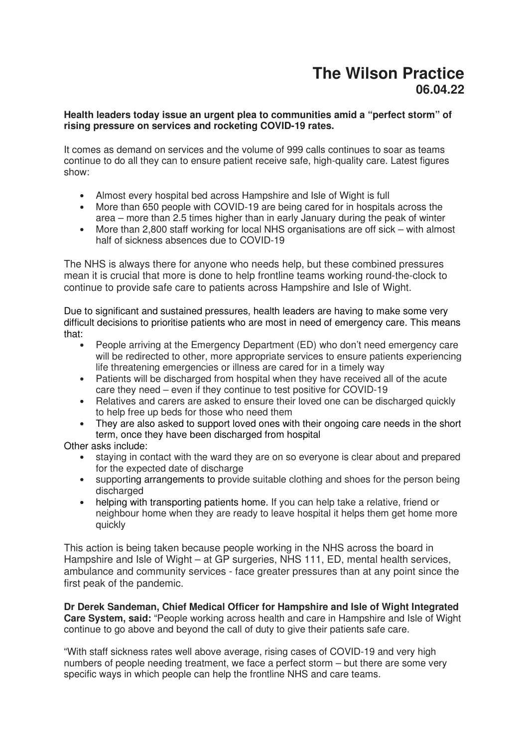# The Wilson Practice

## 06.04.22

**Health leaders today issue an urgent plea to communities amid a "perfect storm" of rising pressure on services and rocketing COVID-19 rates.**

It comes as demand on services and the volume of 999 calls continues to soar as teams continue to do all they can to ensure patient receive safe, high-quality care. Latest figures show:

- Almost every hospital bed across Hampshire and Isle of Wight is full
- More than 650 people with COVID-19 are being cared for in hospitals across the area – more than 2.5 times higher than in early January during the peak of winter
- More than 2,800 staff working for local NHS organisations are off sick – with almost half of sickness absences due to COVID-19

The NHS is always there for anyone who needs help, but these combined pressures mean it is crucial that more is done to help frontline teams working round-the-clock to continue to provide safe care to patients across Hampshire and Isle of Wight.

Due to significant and sustained pressures, health leaders are having to make some very difficult decisions to prioritise patients who are most in need of emergency care. This means that:

- People arriving at the Emergency Department (ED) who don't need emergency care will be redirected to other, more appropriate services to ensure patients experiencing life threatening emergencies or illness are cared for in a timely way
- Patients will be discharged from hospital when they have received all of the acute care they need – even if they continue to test positive for COVID-19
- Relatives and carers are asked to ensure their loved one can be discharged quickly to help free up beds for those who need them
- They are also asked to support loved ones with their ongoing care needs in the short term, once they have been discharged from hospital

Other asks include:

- staying in contact with the ward they are on so everyone is clear about and prepared for the expected date of discharge
- supporting arrangements to provide suitable clothing and shoes for the person being discharged
- helping with transporting patients home. If you can help take a relative, friend or neighbour home when they are ready to leave hospital it helps them get home more quickly

This action is being taken because people working in the NHS across the board in Hampshire and Isle of Wight – at GP surgeries, NHS 111, ED, mental health services, ambulance and community services - face greater pressures than at any point since the first peak of the pandemic.

**Dr Derek Sandeman, Chief Medical Officer for Hampshire and Isle of Wight Integrated Care System, said:** "People working across health and care in Hampshire and Isle of Wight continue to go above and beyond the call of duty to give their patients safe care.

"With staff sickness rates well above average, rising cases of COVID-19 and very high numbers of people needing treatment, we face a perfect storm – but there are some very specific ways in which people can help the frontline NHS and care teams.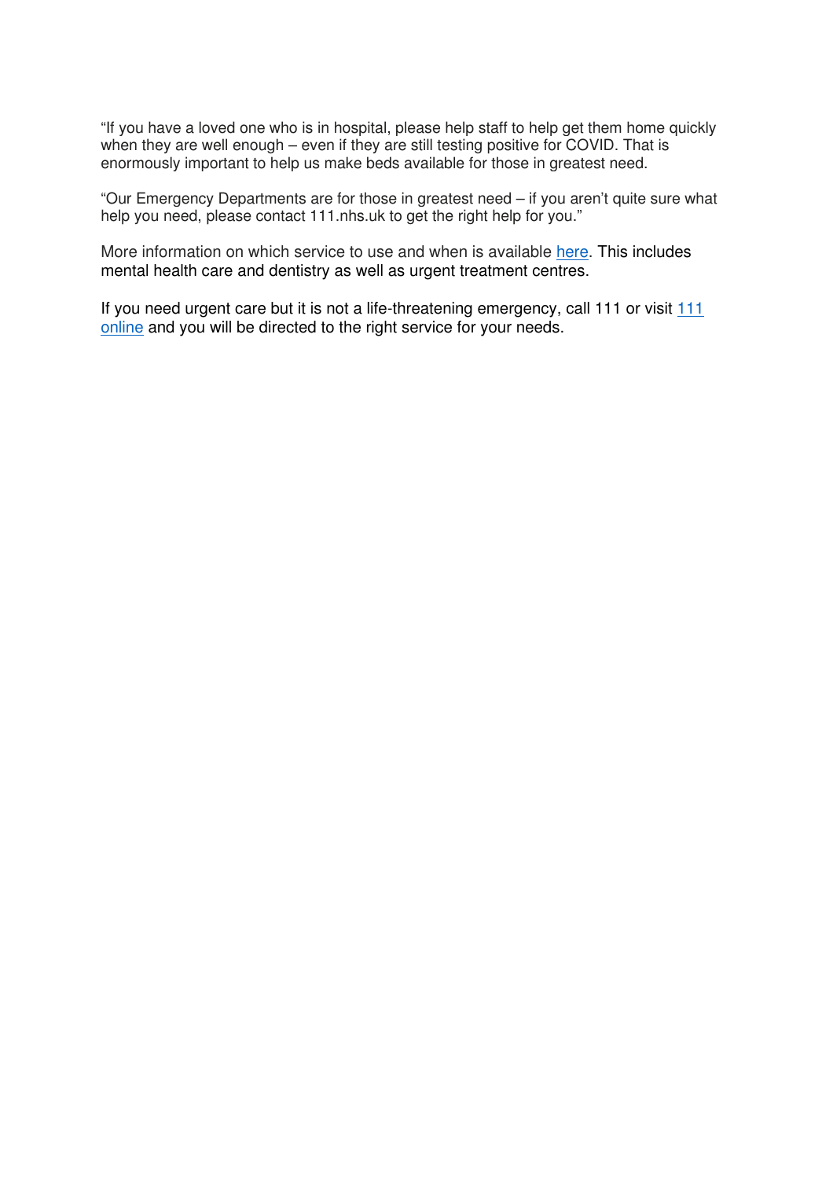"If you have a loved one who is in hospital, please help staff to help get them home quickly when they are well enough – even if they are still testing positive for COVID. That is enormously important to help us make beds available for those in greatest need.

"Our Emergency Departments are for those in greatest need – if you aren't quite sure what help you need, please contact 111.nhs.uk to get the right help for you."

More information on which service to use and when is available here. This includes mental health care and dentistry as well as urgent treatment centres.

If you need urgent care but it is not a life-threatening emergency, call 111 or visit 111 online and you will be directed to the right service for your needs.